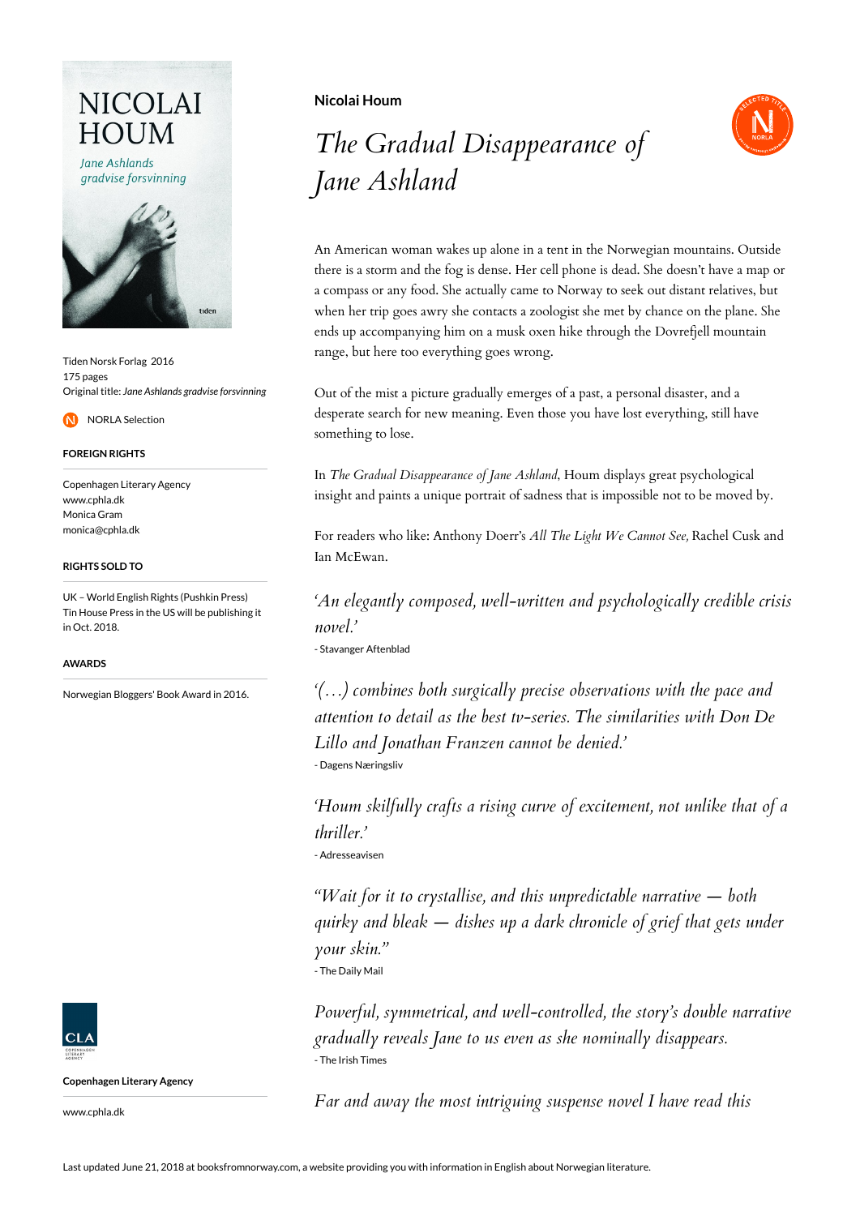**Nicolai Houm**

# *The Gradual Disappearance of Jane Ashland*

Tiden Norsk Forlag 2016
175 pages
Original title: *Jane Ashlands gradvise forsvinning*

NORLA Selection

**FOREIGN RIGHTS**

Copenhagen Literary Agency
www.cphla.dk
Monica Gram
monica@cphla.dk

**RIGHTS SOLD TO**

UK – World English Rights (Pushkin Press)
Tin House Press in the US will be publishing it in Oct. 2018.

**AWARDS**

Norwegian Bloggers' Book Award in 2016.

An American woman wakes up alone in a tent in the Norwegian mountains. Outside there is a storm and the fog is dense. Her cell phone is dead. She doesn't have a map or a compass or any food. She actually came to Norway to seek out distant relatives, but when her trip goes awry she contacts a zoologist she met by chance on the plane. She ends up accompanying him on a musk oxen hike through the Dovrefjell mountain range, but here too everything goes wrong.

Out of the mist a picture gradually emerges of a past, a personal disaster, and a desperate search for new meaning. Even those you have lost everything, still have something to lose.

In *The Gradual Disappearance of Jane Ashland*, Houm displays great psychological insight and paints a unique portrait of sadness that is impossible not to be moved by.

For readers who like: Anthony Doerr's *All The Light We Cannot See,* Rachel Cusk and Ian McEwan.

*'An elegantly composed, well-written and psychologically credible crisis novel.'*
- Stavanger Aftenblad

*'(…) combines both surgically precise observations with the pace and attention to detail as the best tv-series. The similarities with Don De Lillo and Jonathan Franzen cannot be denied.'*
- Dagens Næringsliv

*'Houm skilfully crafts a rising curve of excitement, not unlike that of a thriller.'*
- Adresseavisen

*"Wait for it to crystallise, and this unpredictable narrative — both quirky and bleak — dishes up a dark chronicle of grief that gets under your skin."*
- The Daily Mail

*Powerful, symmetrical, and well-controlled, the story's double narrative gradually reveals Jane to us even as she nominally disappears.*
- The Irish Times

*Far and away the most intriguing suspense novel I have read this*

**Copenhagen Literary Agency**

www.cphla.dk

Last updated June 21, 2018 at booksfromnorway.com, a website providing you with information in English about Norwegian literature.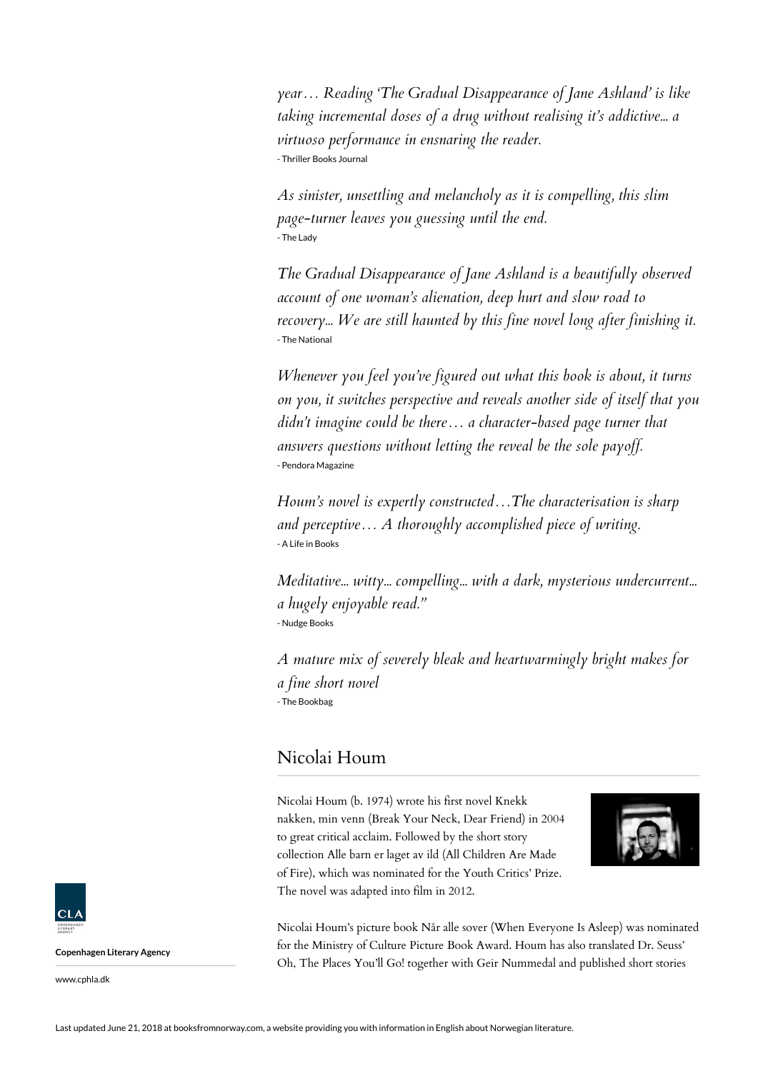*year… Reading 'The Gradual Disappearance of Jane Ashland' is like taking incremental doses of a drug without realising it's addictive... a virtuoso performance in ensnaring the reader.*
- Thriller Books Journal

*As sinister, unsettling and melancholy as it is compelling, this slim page-turner leaves you guessing until the end.*
- The Lady

*The Gradual Disappearance of Jane Ashland is a beautifully observed account of one woman's alienation, deep hurt and slow road to recovery... We are still haunted by this fine novel long after finishing it.*
- The National

*Whenever you feel you've figured out what this book is about, it turns on you, it switches perspective and reveals another side of itself that you didn't imagine could be there… a character-based page turner that answers questions without letting the reveal be the sole payoff.*
- Pendora Magazine

*Houm's novel is expertly constructed…The characterisation is sharp and perceptive… A thoroughly accomplished piece of writing.*
- A Life in Books

*Meditative... witty... compelling... with a dark, mysterious undercurrent... a hugely enjoyable read."*
- Nudge Books

*A mature mix of severely bleak and heartwarmingly bright makes for a fine short novel*
- The Bookbag

## Nicolai Houm

Nicolai Houm (b. 1974) wrote his first novel Knekk nakken, min venn (Break Your Neck, Dear Friend) in 2004 to great critical acclaim. Followed by the short story collection Alle barn er laget av ild (All Children Are Made of Fire), which was nominated for the Youth Critics' Prize. The novel was adapted into film in 2012.

Nicolai Houm's picture book Når alle sover (When Everyone Is Asleep) was nominated for the Ministry of Culture Picture Book Award. Houm has also translated Dr. Seuss' Oh, The Places You'll Go! together with Geir Nummedal and published short stories

**Copenhagen Literary Agency**

www.cphla.dk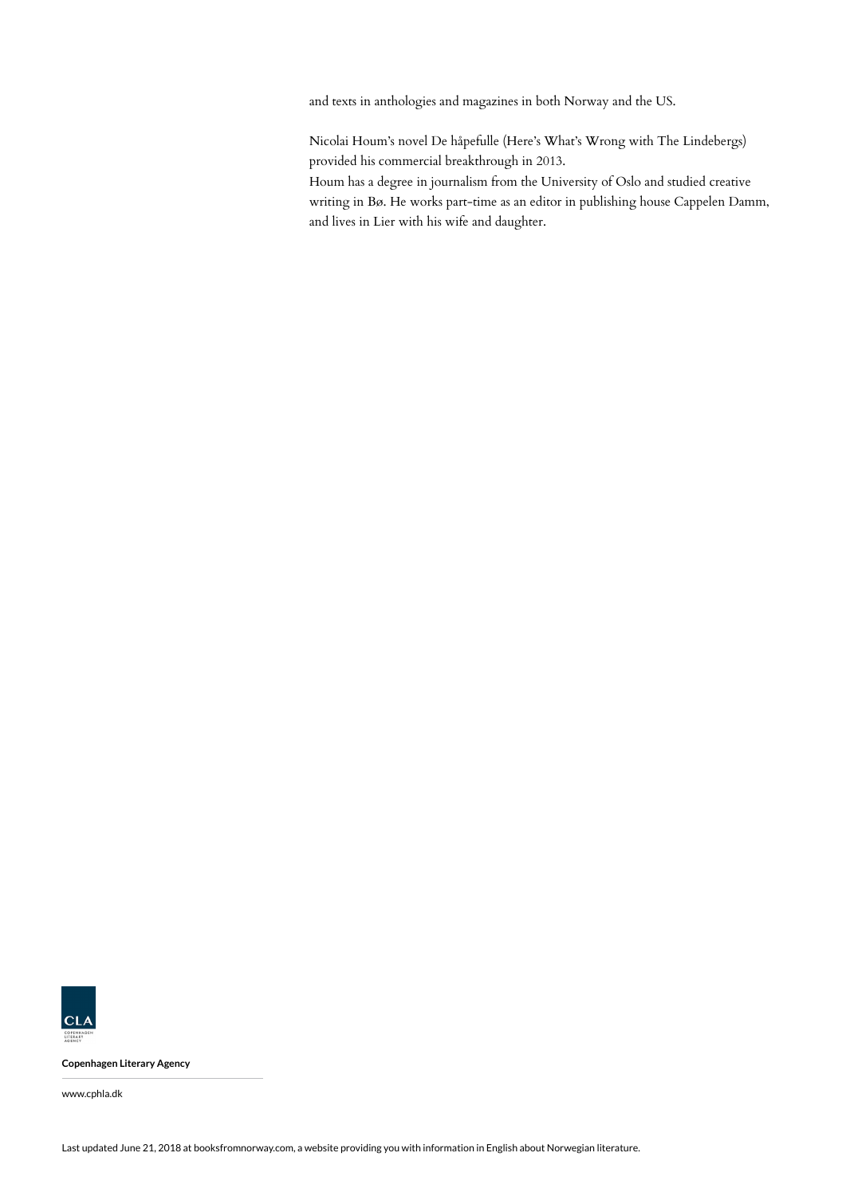and texts in anthologies and magazines in both Norway and the US.

Nicolai Houm's novel De håpefulle (Here's What's Wrong with The Lindebergs) provided his commercial breakthrough in 2013.
Houm has a degree in journalism from the University of Oslo and studied creative writing in Bø. He works part-time as an editor in publishing house Cappelen Damm, and lives in Lier with his wife and daughter.

CLA
COPENHAGEN LITERARY AGENCY

**Copenhagen Literary Agency**

www.cphla.dk

Last updated June 21, 2018 at booksfromnorway.com, a website providing you with information in English about Norwegian literature.